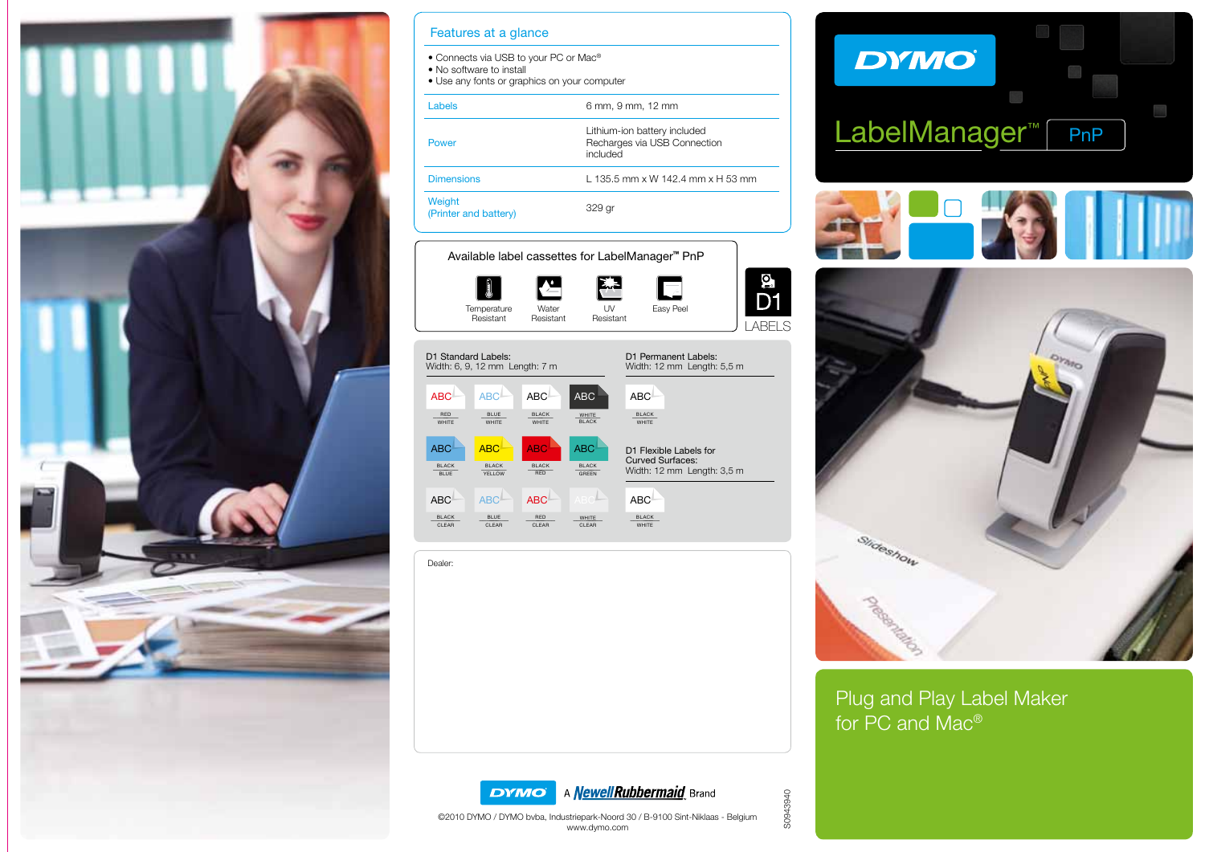# DYMO LabelManager™ PnP

## Plug and Play Label Maker for PC and Mac®

## Features at a glance

- Connects via USB to your PC or Mac®
- No software to install
- Use any fonts or graphics on your computer

| | |
|---|---|
| Labels | 6 mm, 9 mm, 12 mm |
| Power | Lithium-ion battery included<br>Recharges via USB Connection included |
| Dimensions | L 135.5 mm x W 142.4 mm x H 53 mm |
| Weight<br>(Printer and battery) | 329 gr |

## Available label cassettes for LabelManager™ PnP

Temperature Resistant | Water Resistant | UV Resistant | Easy Peel

D1 LABELS

**D1 Standard Labels:**
Width: 6, 9, 12 mm  Length: 7 m

| ABC | ABC | ABC | ABC |
|---|---|---|---|
| RED / WHITE | BLUE / WHITE | BLACK / WHITE | WHITE / BLACK |
| BLACK / BLUE | BLACK / YELLOW | BLACK / RED | BLACK / GREEN |
| BLACK / CLEAR | BLUE / CLEAR | RED / CLEAR | WHITE / CLEAR |

**D1 Permanent Labels:**
Width: 12 mm  Length: 5,5 m

ABC — BLACK / WHITE

**D1 Flexible Labels for Curved Surfaces:**
Width: 12 mm  Length: 3,5 m

ABC — BLACK / WHITE

Dealer:

DYMO — A Newell Rubbermaid Brand

©2010 DYMO / DYMO bvba, Industriepark-Noord 30 / B-9100 Sint-Niklaas - Belgium
www.dymo.com

S0943940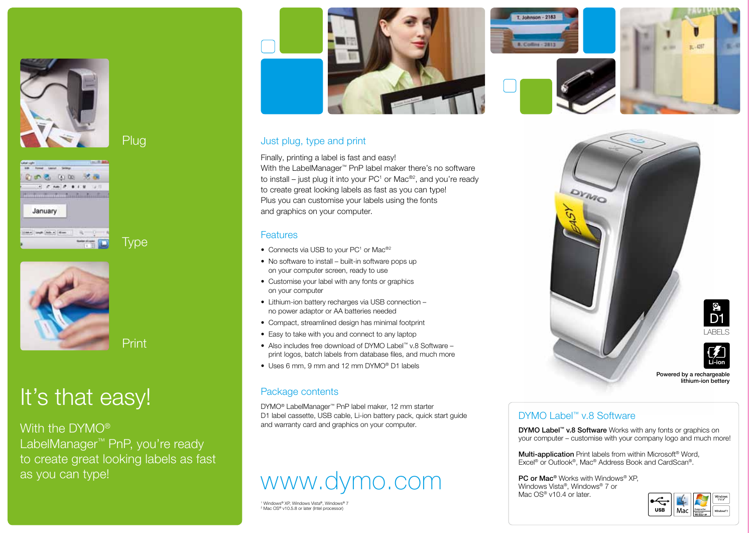Plug

Type

Print

# It's that easy!

With the DYMO® LabelManager™ PnP, you're ready to create great looking labels as fast as you can type!

## Just plug, type and print

Finally, printing a label is fast and easy!
With the LabelManager™ PnP label maker there's no software to install – just plug it into your PC[1] or Mac®[2], and you're ready to create great looking labels as fast as you can type!
Plus you can customise your labels using the fonts and graphics on your computer.

## Features

- Connects via USB to your PC[1] or Mac®[2]
- No software to install – built-in software pops up on your computer screen, ready to use
- Customise your label with any fonts or graphics on your computer
- Lithium-ion battery recharges via USB connection – no power adaptor or AA batteries needed
- Compact, streamlined design has minimal footprint
- Easy to take with you and connect to any laptop
- Also includes free download of DYMO Label™ v.8 Software – print logos, batch labels from database files, and much more
- Uses 6 mm, 9 mm and 12 mm DYMO® D1 labels

## Package contents

DYMO® LabelManager™ PnP label maker, 12 mm starter D1 label cassette, USB cable, Li-ion battery pack, quick start guide and warranty card and graphics on your computer.

www.dymo.com

[1] Windows® XP, Windows Vista®, Windows® 7
[2] Mac OS® v10.5.8 or later (Intel processor)

D1 LABELS

Li-ion

Powered by a rechargeable lithium-ion bettery

## DYMO Label™ v.8 Software

**DYMO Label™ v.8 Software** Works with any fonts or graphics on your computer – customise with your company logo and much more!

**Multi-application** Print labels from within Microsoft® Word, Excel® or Outlook®, Mac® Address Book and CardScan®.

**PC or Mac®** Works with Windows® XP, Windows Vista®, Windows® 7 or Mac OS® v10.4 or later.

USB Mac